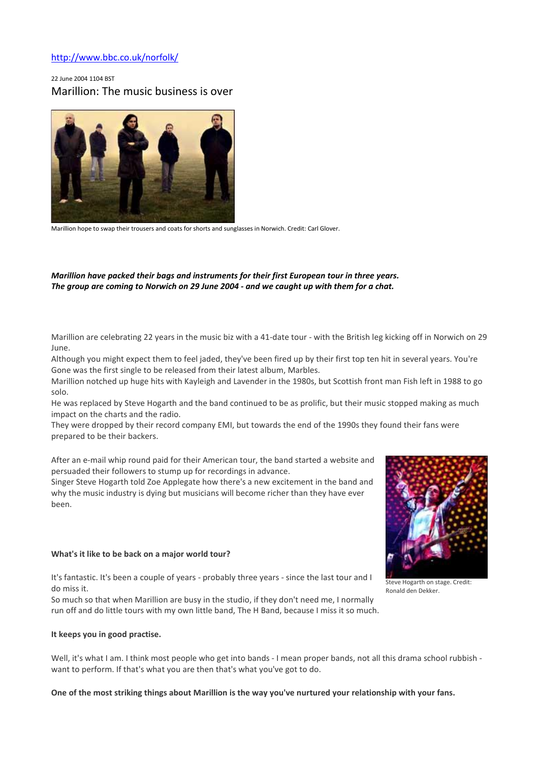http://www.bbc.co.uk/norfolk/

22 June 2004 1104 BST

# Marillion: The music business is over

Marillion hope to swap their trousers and coats for shorts and sunglasses in Norwich. Credit: Carl Glover.

***Marillion have packed their bags and instruments for their first European tour in three years. The group are coming to Norwich on 29 June 2004 - and we caught up with them for a chat.***

Marillion are celebrating 22 years in the music biz with a 41-date tour - with the British leg kicking off in Norwich on 29 June.

Although you might expect them to feel jaded, they've been fired up by their first top ten hit in several years. You're Gone was the first single to be released from their latest album, Marbles.

Marillion notched up huge hits with Kayleigh and Lavender in the 1980s, but Scottish front man Fish left in 1988 to go solo.

He was replaced by Steve Hogarth and the band continued to be as prolific, but their music stopped making as much impact on the charts and the radio.

They were dropped by their record company EMI, but towards the end of the 1990s they found their fans were prepared to be their backers.

After an e-mail whip round paid for their American tour, the band started a website and persuaded their followers to stump up for recordings in advance.

Singer Steve Hogarth told Zoe Applegate how there's a new excitement in the band and why the music industry is dying but musicians will become richer than they have ever been.

Steve Hogarth on stage. Credit: Ronald den Dekker.

**What's it like to be back on a major world tour?**

It's fantastic. It's been a couple of years - probably three years - since the last tour and I do miss it.

So much so that when Marillion are busy in the studio, if they don't need me, I normally run off and do little tours with my own little band, The H Band, because I miss it so much.

**It keeps you in good practise.**

Well, it's what I am. I think most people who get into bands - I mean proper bands, not all this drama school rubbish - want to perform. If that's what you are then that's what you've got to do.

**One of the most striking things about Marillion is the way you've nurtured your relationship with your fans.**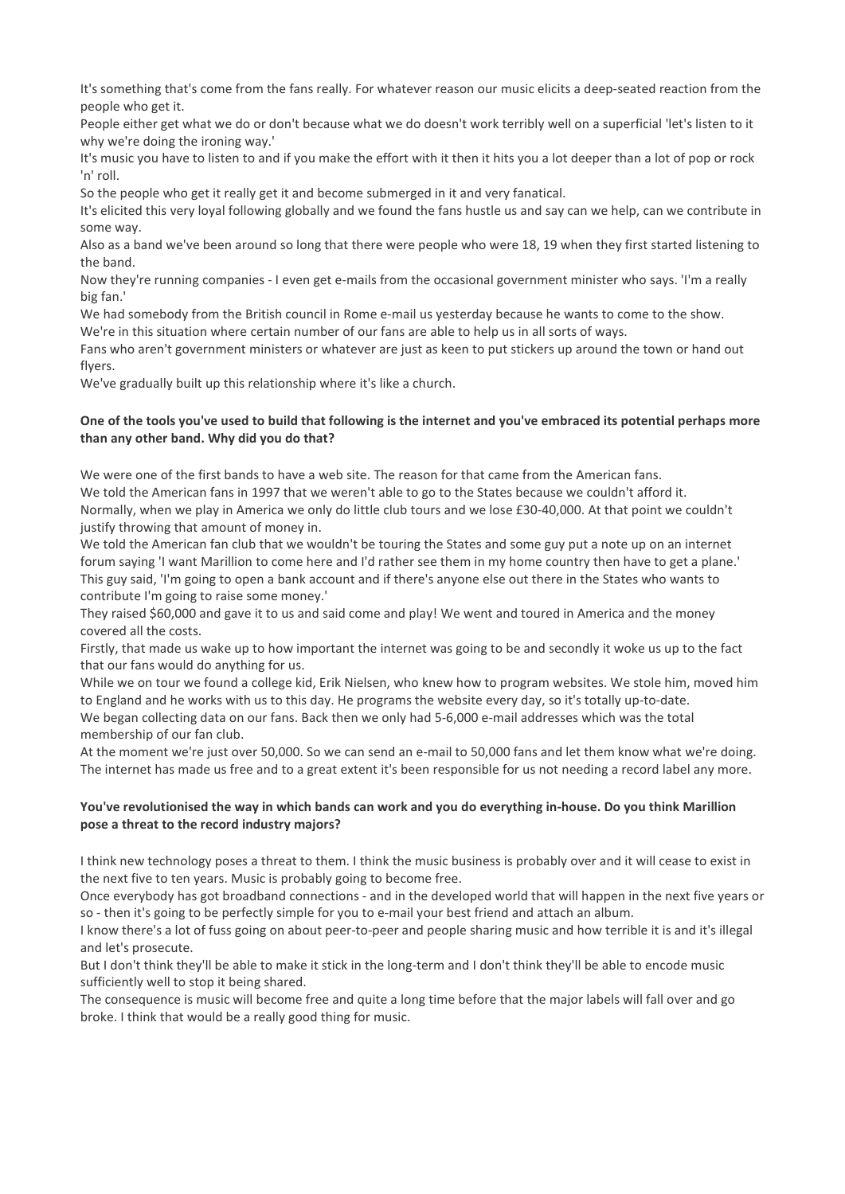It's something that's come from the fans really. For whatever reason our music elicits a deep-seated reaction from the people who get it.

People either get what we do or don't because what we do doesn't work terribly well on a superficial 'let's listen to it why we're doing the ironing way.'

It's music you have to listen to and if you make the effort with it then it hits you a lot deeper than a lot of pop or rock 'n' roll.

So the people who get it really get it and become submerged in it and very fanatical.

It's elicited this very loyal following globally and we found the fans hustle us and say can we help, can we contribute in some way.

Also as a band we've been around so long that there were people who were 18, 19 when they first started listening to the band.

Now they're running companies - I even get e-mails from the occasional government minister who says. 'I'm a really big fan.'

We had somebody from the British council in Rome e-mail us yesterday because he wants to come to the show.

We're in this situation where certain number of our fans are able to help us in all sorts of ways.

Fans who aren't government ministers or whatever are just as keen to put stickers up around the town or hand out flyers.

We've gradually built up this relationship where it's like a church.

**One of the tools you've used to build that following is the internet and you've embraced its potential perhaps more than any other band. Why did you do that?**

We were one of the first bands to have a web site. The reason for that came from the American fans.

We told the American fans in 1997 that we weren't able to go to the States because we couldn't afford it.

Normally, when we play in America we only do little club tours and we lose £30-40,000. At that point we couldn't justify throwing that amount of money in.

We told the American fan club that we wouldn't be touring the States and some guy put a note up on an internet forum saying 'I want Marillion to come here and I'd rather see them in my home country then have to get a plane.'

This guy said, 'I'm going to open a bank account and if there's anyone else out there in the States who wants to contribute I'm going to raise some money.'

They raised $60,000 and gave it to us and said come and play! We went and toured in America and the money covered all the costs.

Firstly, that made us wake up to how important the internet was going to be and secondly it woke us up to the fact that our fans would do anything for us.

While we on tour we found a college kid, Erik Nielsen, who knew how to program websites. We stole him, moved him to England and he works with us to this day. He programs the website every day, so it's totally up-to-date.

We began collecting data on our fans. Back then we only had 5-6,000 e-mail addresses which was the total membership of our fan club.

At the moment we're just over 50,000. So we can send an e-mail to 50,000 fans and let them know what we're doing.

The internet has made us free and to a great extent it's been responsible for us not needing a record label any more.

**You've revolutionised the way in which bands can work and you do everything in-house. Do you think Marillion pose a threat to the record industry majors?**

I think new technology poses a threat to them. I think the music business is probably over and it will cease to exist in the next five to ten years. Music is probably going to become free.

Once everybody has got broadband connections - and in the developed world that will happen in the next five years or so - then it's going to be perfectly simple for you to e-mail your best friend and attach an album.

I know there's a lot of fuss going on about peer-to-peer and people sharing music and how terrible it is and it's illegal and let's prosecute.

But I don't think they'll be able to make it stick in the long-term and I don't think they'll be able to encode music sufficiently well to stop it being shared.

The consequence is music will become free and quite a long time before that the major labels will fall over and go broke. I think that would be a really good thing for music.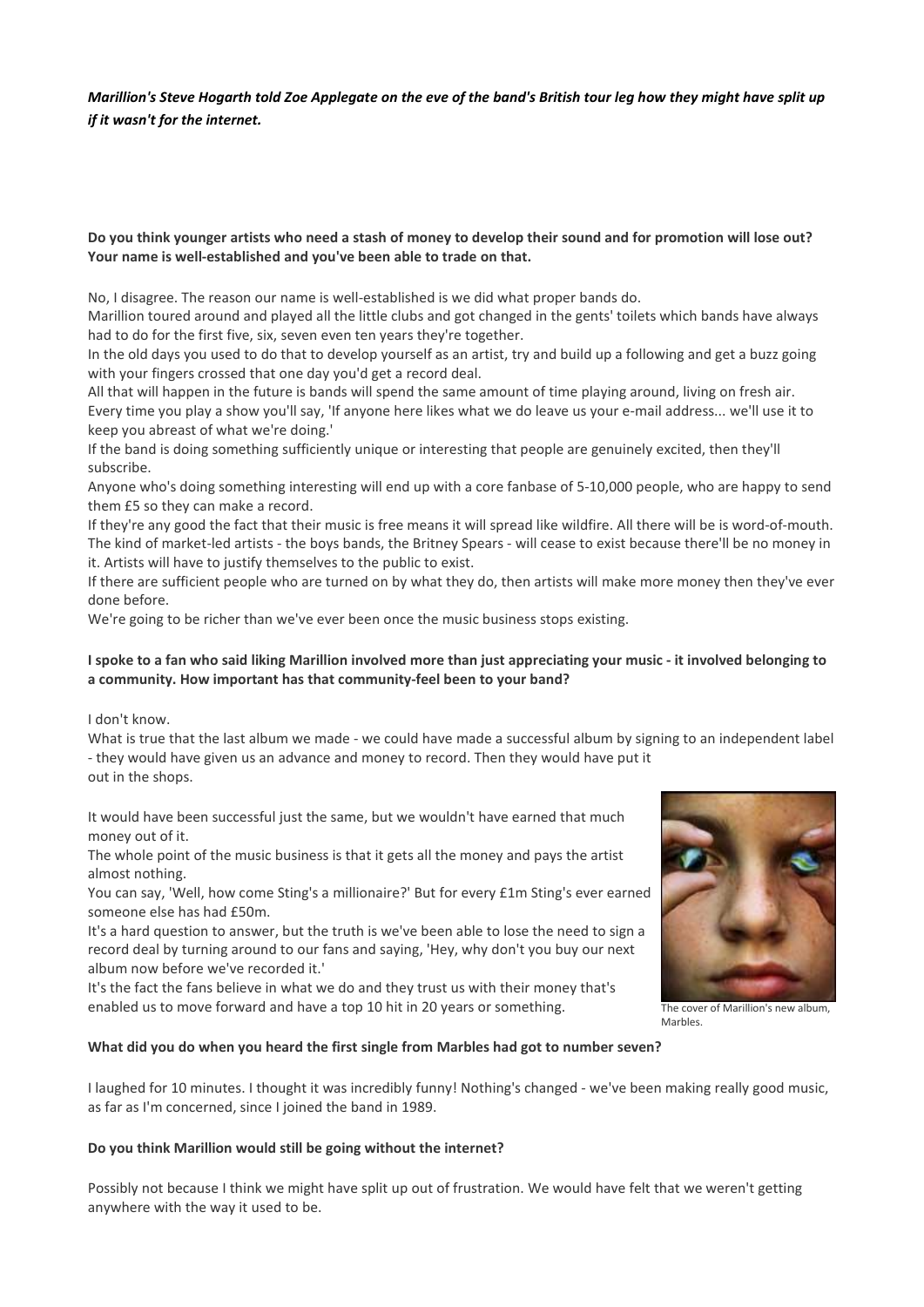***Marillion's Steve Hogarth told Zoe Applegate on the eve of the band's British tour leg how they might have split up if it wasn't for the internet.***

**Do you think younger artists who need a stash of money to develop their sound and for promotion will lose out? Your name is well-established and you've been able to trade on that.**

No, I disagree. The reason our name is well-established is we did what proper bands do.
Marillion toured around and played all the little clubs and got changed in the gents' toilets which bands have always had to do for the first five, six, seven even ten years they're together.
In the old days you used to do that to develop yourself as an artist, try and build up a following and get a buzz going with your fingers crossed that one day you'd get a record deal.
All that will happen in the future is bands will spend the same amount of time playing around, living on fresh air.
Every time you play a show you'll say, 'If anyone here likes what we do leave us your e-mail address... we'll use it to keep you abreast of what we're doing.'
If the band is doing something sufficiently unique or interesting that people are genuinely excited, then they'll subscribe.
Anyone who's doing something interesting will end up with a core fanbase of 5-10,000 people, who are happy to send them £5 so they can make a record.
If they're any good the fact that their music is free means it will spread like wildfire. All there will be is word-of-mouth.
The kind of market-led artists - the boys bands, the Britney Spears - will cease to exist because there'll be no money in it. Artists will have to justify themselves to the public to exist.
If there are sufficient people who are turned on by what they do, then artists will make more money then they've ever done before.
We're going to be richer than we've ever been once the music business stops existing.

**I spoke to a fan who said liking Marillion involved more than just appreciating your music - it involved belonging to a community. How important has that community-feel been to your band?**

I don't know.
What is true that the last album we made - we could have made a successful album by signing to an independent label - they would have given us an advance and money to record. Then they would have put it out in the shops.

It would have been successful just the same, but we wouldn't have earned that much money out of it.
The whole point of the music business is that it gets all the money and pays the artist almost nothing.
You can say, 'Well, how come Sting's a millionaire?' But for every £1m Sting's ever earned someone else has had £50m.
It's a hard question to answer, but the truth is we've been able to lose the need to sign a record deal by turning around to our fans and saying, 'Hey, why don't you buy our next album now before we've recorded it.'
It's the fact the fans believe in what we do and they trust us with their money that's enabled us to move forward and have a top 10 hit in 20 years or something.

The cover of Marillion's new album, Marbles.

**What did you do when you heard the first single from Marbles had got to number seven?**

I laughed for 10 minutes. I thought it was incredibly funny! Nothing's changed - we've been making really good music, as far as I'm concerned, since I joined the band in 1989.

**Do you think Marillion would still be going without the internet?**

Possibly not because I think we might have split up out of frustration. We would have felt that we weren't getting anywhere with the way it used to be.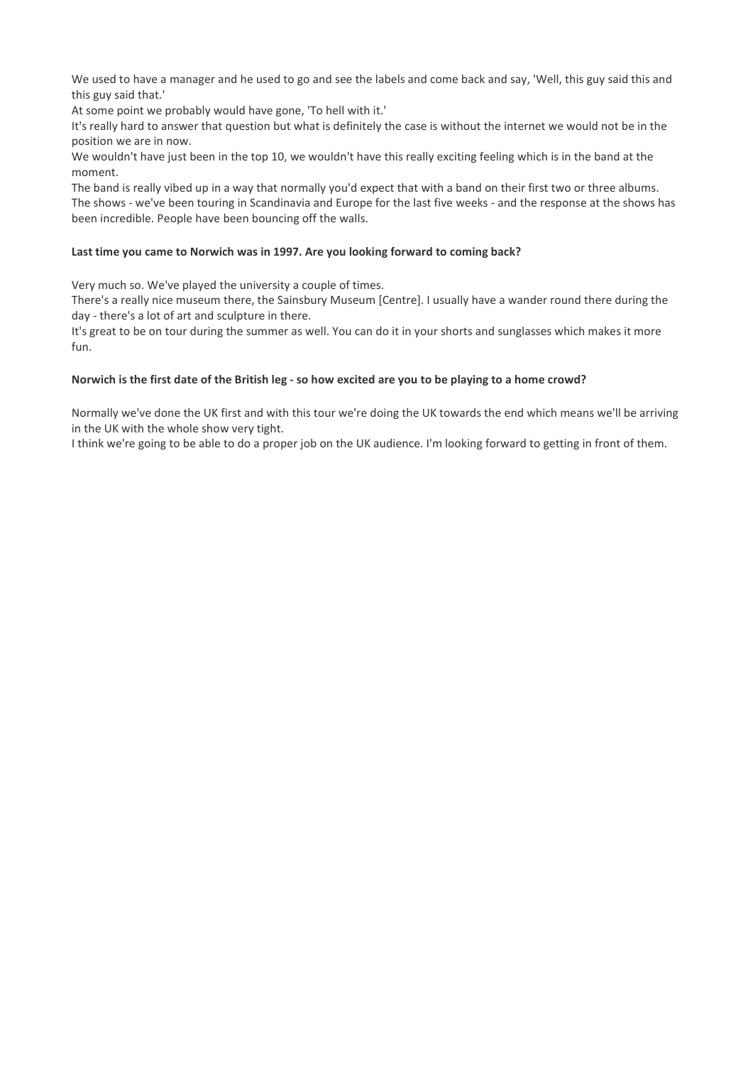We used to have a manager and he used to go and see the labels and come back and say, 'Well, this guy said this and this guy said that.'

At some point we probably would have gone, 'To hell with it.'

It's really hard to answer that question but what is definitely the case is without the internet we would not be in the position we are in now.

We wouldn't have just been in the top 10, we wouldn't have this really exciting feeling which is in the band at the moment.

The band is really vibed up in a way that normally you'd expect that with a band on their first two or three albums.

The shows - we've been touring in Scandinavia and Europe for the last five weeks - and the response at the shows has been incredible. People have been bouncing off the walls.

**Last time you came to Norwich was in 1997. Are you looking forward to coming back?**

Very much so. We've played the university a couple of times.

There's a really nice museum there, the Sainsbury Museum [Centre]. I usually have a wander round there during the day - there's a lot of art and sculpture in there.

It's great to be on tour during the summer as well. You can do it in your shorts and sunglasses which makes it more fun.

**Norwich is the first date of the British leg - so how excited are you to be playing to a home crowd?**

Normally we've done the UK first and with this tour we're doing the UK towards the end which means we'll be arriving in the UK with the whole show very tight.

I think we're going to be able to do a proper job on the UK audience. I'm looking forward to getting in front of them.